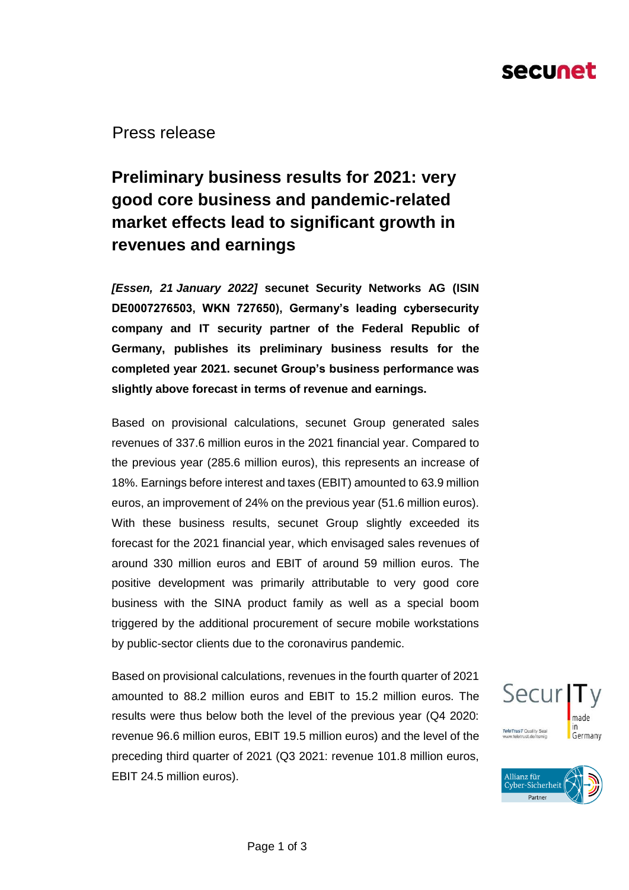Press release

# Preliminary business results for 2021: very good core business and pandemic-related market effects lead to significant growth in revenues and earnings

***[Essen, 21 January 2022]*** **secunet Security Networks AG (ISIN DE0007276503, WKN 727650), Germany's leading cybersecurity company and IT security partner of the Federal Republic of Germany, publishes its preliminary business results for the completed year 2021. secunet Group's business performance was slightly above forecast in terms of revenue and earnings.**

Based on provisional calculations, secunet Group generated sales revenues of 337.6 million euros in the 2021 financial year. Compared to the previous year (285.6 million euros), this represents an increase of 18%. Earnings before interest and taxes (EBIT) amounted to 63.9 million euros, an improvement of 24% on the previous year (51.6 million euros). With these business results, secunet Group slightly exceeded its forecast for the 2021 financial year, which envisaged sales revenues of around 330 million euros and EBIT of around 59 million euros. The positive development was primarily attributable to very good core business with the SINA product family as well as a special boom triggered by the additional procurement of secure mobile workstations by public-sector clients due to the coronavirus pandemic.

Based on provisional calculations, revenues in the fourth quarter of 2021 amounted to 88.2 million euros and EBIT to 15.2 million euros. The results were thus below both the level of the previous year (Q4 2020: revenue 96.6 million euros, EBIT 19.5 million euros) and the level of the preceding third quarter of 2021 (Q3 2021: revenue 101.8 million euros, EBIT 24.5 million euros).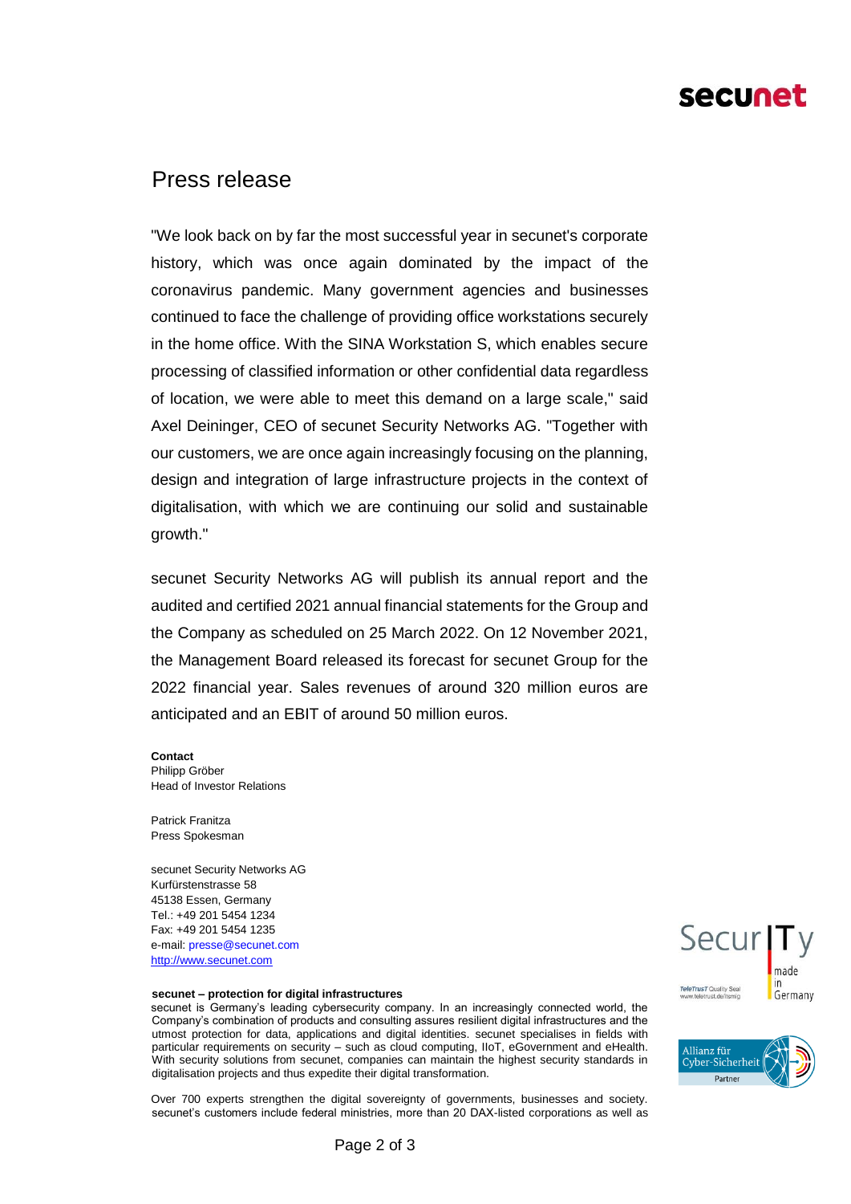## Press release

"We look back on by far the most successful year in secunet's corporate history, which was once again dominated by the impact of the coronavirus pandemic. Many government agencies and businesses continued to face the challenge of providing office workstations securely in the home office. With the SINA Workstation S, which enables secure processing of classified information or other confidential data regardless of location, we were able to meet this demand on a large scale," said Axel Deininger, CEO of secunet Security Networks AG. "Together with our customers, we are once again increasingly focusing on the planning, design and integration of large infrastructure projects in the context of digitalisation, with which we are continuing our solid and sustainable growth."

secunet Security Networks AG will publish its annual report and the audited and certified 2021 annual financial statements for the Group and the Company as scheduled on 25 March 2022. On 12 November 2021, the Management Board released its forecast for secunet Group for the 2022 financial year. Sales revenues of around 320 million euros are anticipated and an EBIT of around 50 million euros.

**Contact**
Philipp Gröber
Head of Investor Relations

Patrick Franitza
Press Spokesman

secunet Security Networks AG
Kurfürstenstrasse 58
45138 Essen, Germany
Tel.: +49 201 5454 1234
Fax: +49 201 5454 1235
e-mail: presse@secunet.com
http://www.secunet.com

**secunet – protection for digital infrastructures**
secunet is Germany's leading cybersecurity company. In an increasingly connected world, the Company's combination of products and consulting assures resilient digital infrastructures and the utmost protection for data, applications and digital identities. secunet specialises in fields with particular requirements on security – such as cloud computing, IIoT, eGovernment and eHealth. With security solutions from secunet, companies can maintain the highest security standards in digitalisation projects and thus expedite their digital transformation.

Over 700 experts strengthen the digital sovereignty of governments, businesses and society. secunet's customers include federal ministries, more than 20 DAX-listed corporations as well as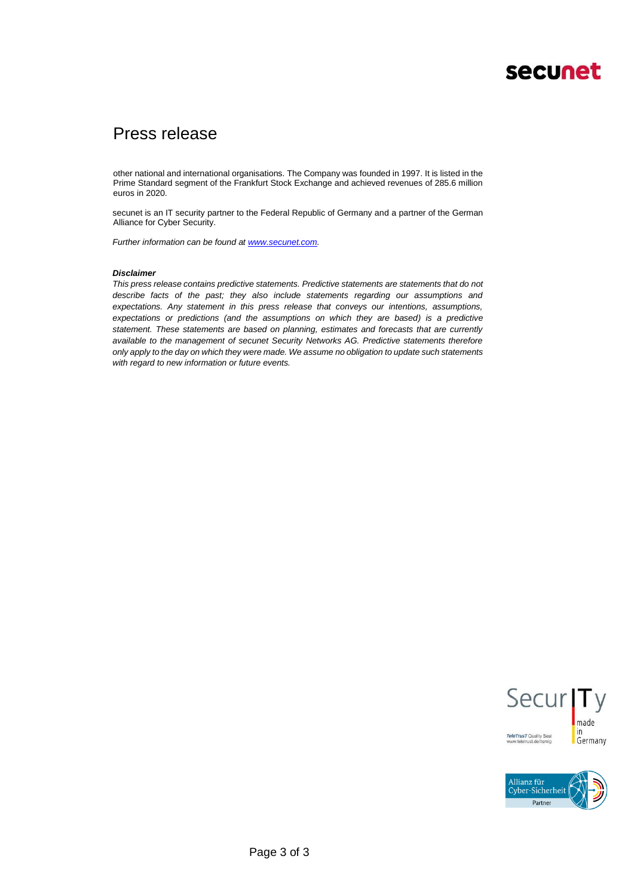# Press release

other national and international organisations. The Company was founded in 1997. It is listed in the Prime Standard segment of the Frankfurt Stock Exchange and achieved revenues of 285.6 million euros in 2020.

secunet is an IT security partner to the Federal Republic of Germany and a partner of the German Alliance for Cyber Security.

*Further information can be found at [www.secunet.com](http://www.secunet.com).*

***Disclaimer***

*This press release contains predictive statements. Predictive statements are statements that do not describe facts of the past; they also include statements regarding our assumptions and expectations. Any statement in this press release that conveys our intentions, assumptions, expectations or predictions (and the assumptions on which they are based) is a predictive statement. These statements are based on planning, estimates and forecasts that are currently available to the management of secunet Security Networks AG. Predictive statements therefore only apply to the day on which they were made. We assume no obligation to update such statements with regard to new information or future events.*